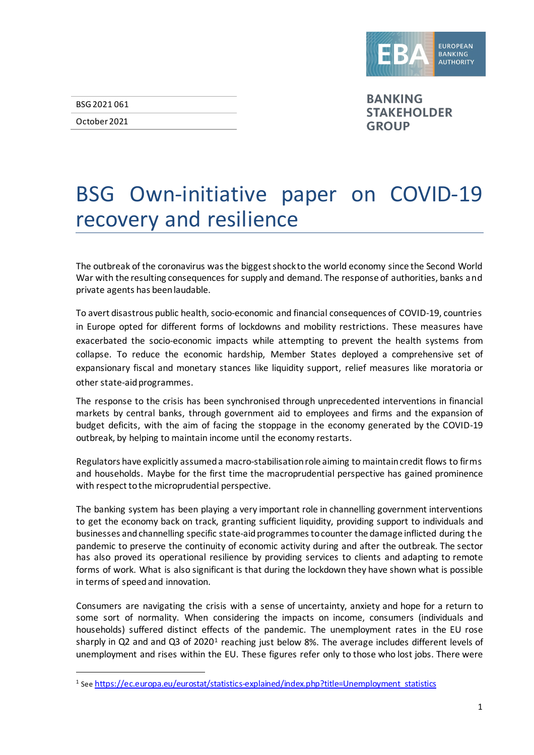BSG 2021 061

October 2021

BANKING STAKEHOLDER GROUP

# BSG Own-initiative paper on COVID-19 recovery and resilience

The outbreak of the coronavirus was the biggest shock to the world economy since the Second World War with the resulting consequences for supply and demand. The response of authorities, banks and private agents has been laudable.

To avert disastrous public health, socio-economic and financial consequences of COVID-19, countries in Europe opted for different forms of lockdowns and mobility restrictions. These measures have exacerbated the socio-economic impacts while attempting to prevent the health systems from collapse. To reduce the economic hardship, Member States deployed a comprehensive set of expansionary fiscal and monetary stances like liquidity support, relief measures like moratoria or other state-aid programmes.

The response to the crisis has been synchronised through unprecedented interventions in financial markets by central banks, through government aid to employees and firms and the expansion of budget deficits, with the aim of facing the stoppage in the economy generated by the COVID-19 outbreak, by helping to maintain income until the economy restarts.

Regulators have explicitly assumed a macro-stabilisation role aiming to maintain credit flows to firms and households. Maybe for the first time the macroprudential perspective has gained prominence with respect to the microprudential perspective.

The banking system has been playing a very important role in channelling government interventions to get the economy back on track, granting sufficient liquidity, providing support to individuals and businesses and channelling specific state-aid programmes to counter the damage inflicted during the pandemic to preserve the continuity of economic activity during and after the outbreak. The sector has also proved its operational resilience by providing services to clients and adapting to remote forms of work. What is also significant is that during the lockdown they have shown what is possible in terms of speed and innovation.

Consumers are navigating the crisis with a sense of uncertainty, anxiety and hope for a return to some sort of normality. When considering the impacts on income, consumers (individuals and households) suffered distinct effects of the pandemic. The unemployment rates in the EU rose sharply in Q2 and and Q3 of 2020[1] reaching just below 8%. The average includes different levels of unemployment and rises within the EU. These figures refer only to those who lost jobs. There were

[1] See https://ec.europa.eu/eurostat/statistics-explained/index.php?title=Unemployment_statistics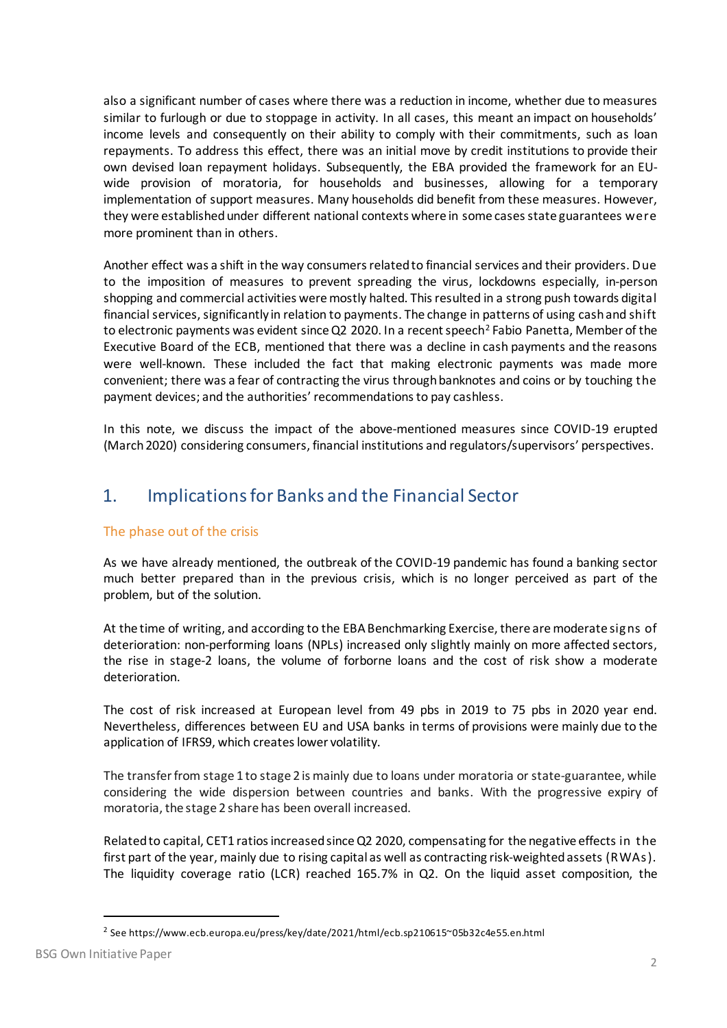also a significant number of cases where there was a reduction in income, whether due to measures similar to furlough or due to stoppage in activity. In all cases, this meant an impact on households' income levels and consequently on their ability to comply with their commitments, such as loan repayments. To address this effect, there was an initial move by credit institutions to provide their own devised loan repayment holidays. Subsequently, the EBA provided the framework for an EU-wide provision of moratoria, for households and businesses, allowing for a temporary implementation of support measures. Many households did benefit from these measures. However, they were established under different national contexts where in some cases state guarantees were more prominent than in others.

Another effect was a shift in the way consumers related to financial services and their providers. Due to the imposition of measures to prevent spreading the virus, lockdowns especially, in-person shopping and commercial activities were mostly halted. This resulted in a strong push towards digital financial services, significantly in relation to payments. The change in patterns of using cash and shift to electronic payments was evident since Q2 2020. In a recent speech[2] Fabio Panetta, Member of the Executive Board of the ECB, mentioned that there was a decline in cash payments and the reasons were well-known. These included the fact that making electronic payments was made more convenient; there was a fear of contracting the virus through banknotes and coins or by touching the payment devices; and the authorities' recommendations to pay cashless.

In this note, we discuss the impact of the above-mentioned measures since COVID-19 erupted (March 2020) considering consumers, financial institutions and regulators/supervisors' perspectives.

## 1. Implications for Banks and the Financial Sector

### The phase out of the crisis

As we have already mentioned, the outbreak of the COVID-19 pandemic has found a banking sector much better prepared than in the previous crisis, which is no longer perceived as part of the problem, but of the solution.

At the time of writing, and according to the EBA Benchmarking Exercise, there are moderate signs of deterioration: non-performing loans (NPLs) increased only slightly mainly on more affected sectors, the rise in stage-2 loans, the volume of forborne loans and the cost of risk show a moderate deterioration.

The cost of risk increased at European level from 49 pbs in 2019 to 75 pbs in 2020 year end. Nevertheless, differences between EU and USA banks in terms of provisions were mainly due to the application of IFRS9, which creates lower volatility.

The transfer from stage 1 to stage 2 is mainly due to loans under moratoria or state-guarantee, while considering the wide dispersion between countries and banks. With the progressive expiry of moratoria, the stage 2 share has been overall increased.

Related to capital, CET1 ratios increased since Q2 2020, compensating for the negative effects in the first part of the year, mainly due to rising capital as well as contracting risk-weighted assets (RWAs). The liquidity coverage ratio (LCR) reached 165.7% in Q2. On the liquid asset composition, the

---

[2] See https://www.ecb.europa.eu/press/key/date/2021/html/ecb.sp210615~05b32c4e55.en.html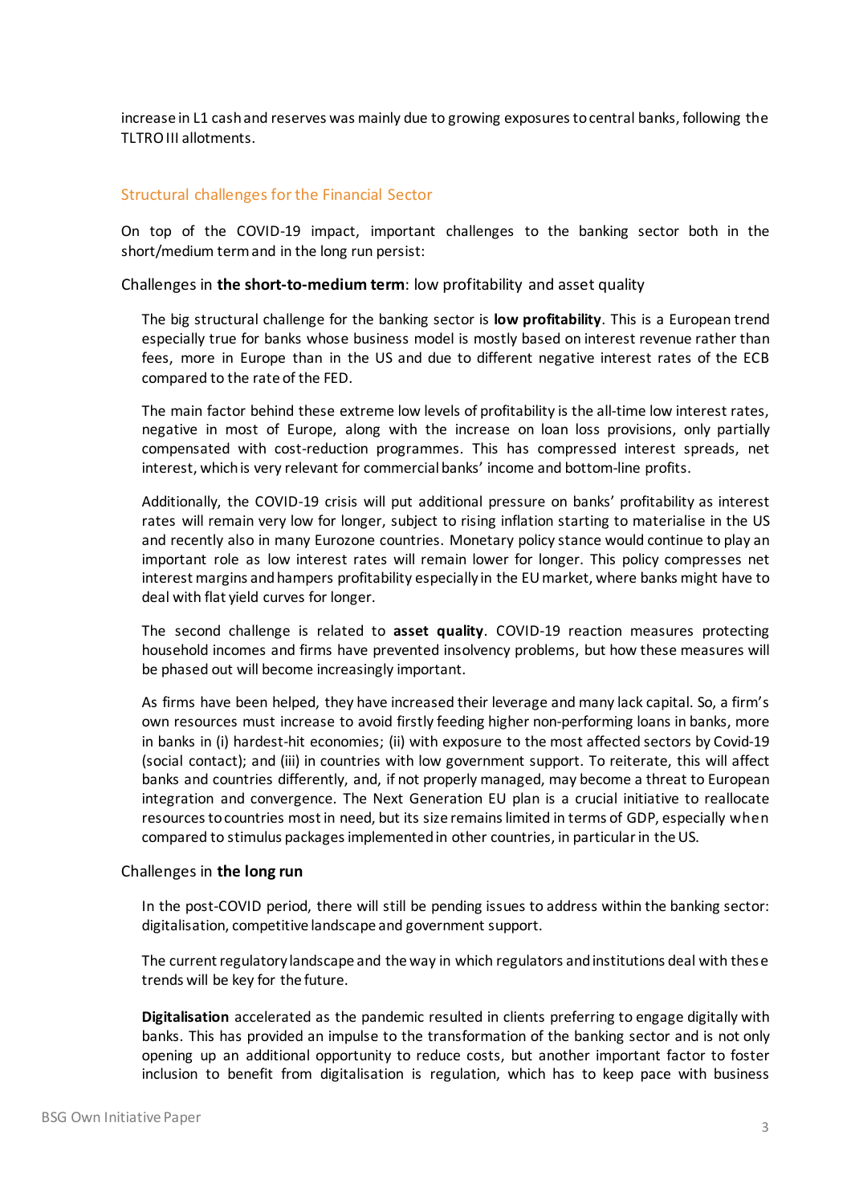increase in L1 cash and reserves was mainly due to growing exposures to central banks, following the TLTRO III allotments.

## Structural challenges for the Financial Sector

On top of the COVID-19 impact, important challenges to the banking sector both in the short/medium term and in the long run persist:

### Challenges in **the short-to-medium term**: low profitability and asset quality

The big structural challenge for the banking sector is **low profitability**. This is a European trend especially true for banks whose business model is mostly based on interest revenue rather than fees, more in Europe than in the US and due to different negative interest rates of the ECB compared to the rate of the FED.

The main factor behind these extreme low levels of profitability is the all-time low interest rates, negative in most of Europe, along with the increase on loan loss provisions, only partially compensated with cost-reduction programmes. This has compressed interest spreads, net interest, which is very relevant for commercial banks' income and bottom-line profits.

Additionally, the COVID-19 crisis will put additional pressure on banks' profitability as interest rates will remain very low for longer, subject to rising inflation starting to materialise in the US and recently also in many Eurozone countries. Monetary policy stance would continue to play an important role as low interest rates will remain lower for longer. This policy compresses net interest margins and hampers profitability especially in the EU market, where banks might have to deal with flat yield curves for longer.

The second challenge is related to **asset quality**. COVID-19 reaction measures protecting household incomes and firms have prevented insolvency problems, but how these measures will be phased out will become increasingly important.

As firms have been helped, they have increased their leverage and many lack capital. So, a firm's own resources must increase to avoid firstly feeding higher non-performing loans in banks, more in banks in (i) hardest-hit economies; (ii) with exposure to the most affected sectors by Covid-19 (social contact); and (iii) in countries with low government support. To reiterate, this will affect banks and countries differently, and, if not properly managed, may become a threat to European integration and convergence. The Next Generation EU plan is a crucial initiative to reallocate resources to countries most in need, but its size remains limited in terms of GDP, especially when compared to stimulus packages implemented in other countries, in particular in the US.

### Challenges in **the long run**

In the post-COVID period, there will still be pending issues to address within the banking sector: digitalisation, competitive landscape and government support.

The current regulatory landscape and the way in which regulators and institutions deal with these trends will be key for the future.

**Digitalisation** accelerated as the pandemic resulted in clients preferring to engage digitally with banks. This has provided an impulse to the transformation of the banking sector and is not only opening up an additional opportunity to reduce costs, but another important factor to foster inclusion to benefit from digitalisation is regulation, which has to keep pace with business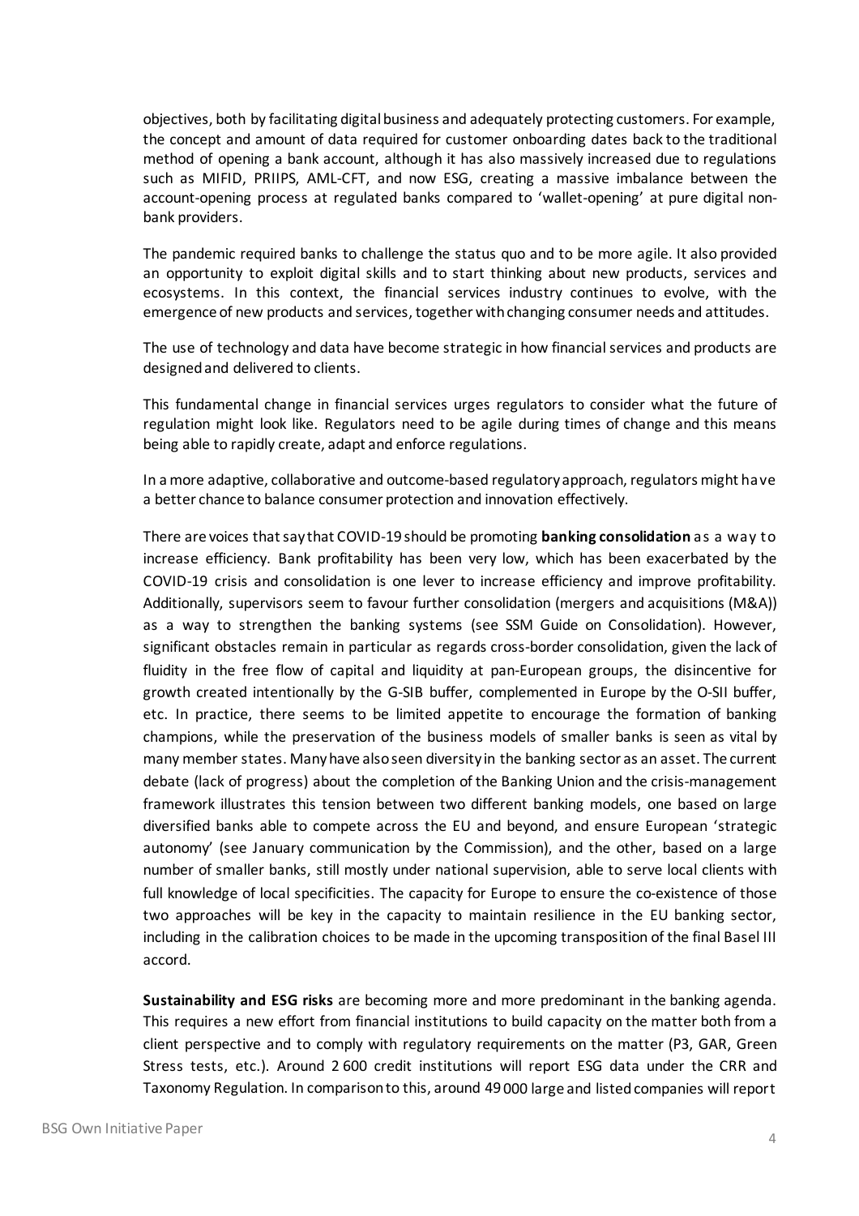objectives, both by facilitating digital business and adequately protecting customers. For example, the concept and amount of data required for customer onboarding dates back to the traditional method of opening a bank account, although it has also massively increased due to regulations such as MIFID, PRIIPS, AML-CFT, and now ESG, creating a massive imbalance between the account-opening process at regulated banks compared to 'wallet-opening' at pure digital non-bank providers.

The pandemic required banks to challenge the status quo and to be more agile. It also provided an opportunity to exploit digital skills and to start thinking about new products, services and ecosystems. In this context, the financial services industry continues to evolve, with the emergence of new products and services, together with changing consumer needs and attitudes.

The use of technology and data have become strategic in how financial services and products are designed and delivered to clients.

This fundamental change in financial services urges regulators to consider what the future of regulation might look like. Regulators need to be agile during times of change and this means being able to rapidly create, adapt and enforce regulations.

In a more adaptive, collaborative and outcome-based regulatory approach, regulators might have a better chance to balance consumer protection and innovation effectively.

There are voices that say that COVID-19 should be promoting **banking consolidation** as a way to increase efficiency. Bank profitability has been very low, which has been exacerbated by the COVID-19 crisis and consolidation is one lever to increase efficiency and improve profitability. Additionally, supervisors seem to favour further consolidation (mergers and acquisitions (M&A)) as a way to strengthen the banking systems (see SSM Guide on Consolidation). However, significant obstacles remain in particular as regards cross-border consolidation, given the lack of fluidity in the free flow of capital and liquidity at pan-European groups, the disincentive for growth created intentionally by the G-SIB buffer, complemented in Europe by the O-SII buffer, etc. In practice, there seems to be limited appetite to encourage the formation of banking champions, while the preservation of the business models of smaller banks is seen as vital by many member states. Many have also seen diversity in the banking sector as an asset. The current debate (lack of progress) about the completion of the Banking Union and the crisis-management framework illustrates this tension between two different banking models, one based on large diversified banks able to compete across the EU and beyond, and ensure European 'strategic autonomy' (see January communication by the Commission), and the other, based on a large number of smaller banks, still mostly under national supervision, able to serve local clients with full knowledge of local specificities. The capacity for Europe to ensure the co-existence of those two approaches will be key in the capacity to maintain resilience in the EU banking sector, including in the calibration choices to be made in the upcoming transposition of the final Basel III accord.

**Sustainability and ESG risks** are becoming more and more predominant in the banking agenda. This requires a new effort from financial institutions to build capacity on the matter both from a client perspective and to comply with regulatory requirements on the matter (P3, GAR, Green Stress tests, etc.). Around 2 600 credit institutions will report ESG data under the CRR and Taxonomy Regulation. In comparison to this, around 49 000 large and listed companies will report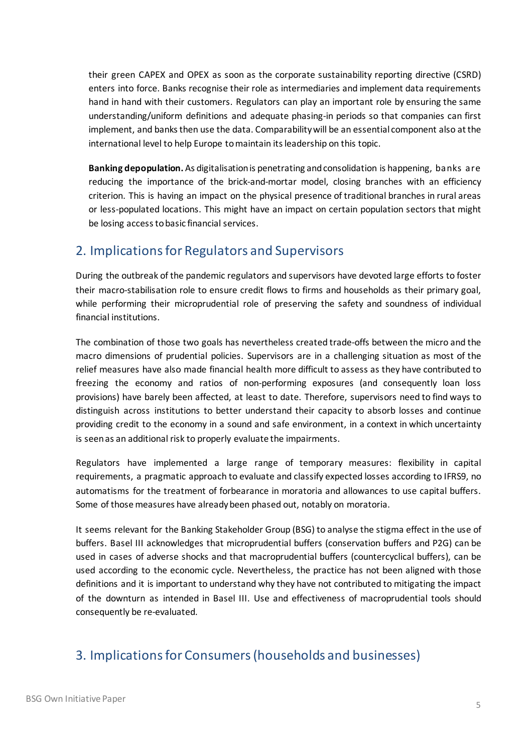their green CAPEX and OPEX as soon as the corporate sustainability reporting directive (CSRD) enters into force. Banks recognise their role as intermediaries and implement data requirements hand in hand with their customers. Regulators can play an important role by ensuring the same understanding/uniform definitions and adequate phasing-in periods so that companies can first implement, and banks then use the data. Comparability will be an essential component also at the international level to help Europe to maintain its leadership on this topic.

**Banking depopulation.** As digitalisation is penetrating and consolidation is happening, banks are reducing the importance of the brick-and-mortar model, closing branches with an efficiency criterion. This is having an impact on the physical presence of traditional branches in rural areas or less-populated locations. This might have an impact on certain population sectors that might be losing access to basic financial services.

## 2. Implications for Regulators and Supervisors

During the outbreak of the pandemic regulators and supervisors have devoted large efforts to foster their macro-stabilisation role to ensure credit flows to firms and households as their primary goal, while performing their microprudential role of preserving the safety and soundness of individual financial institutions.

The combination of those two goals has nevertheless created trade-offs between the micro and the macro dimensions of prudential policies. Supervisors are in a challenging situation as most of the relief measures have also made financial health more difficult to assess as they have contributed to freezing the economy and ratios of non-performing exposures (and consequently loan loss provisions) have barely been affected, at least to date. Therefore, supervisors need to find ways to distinguish across institutions to better understand their capacity to absorb losses and continue providing credit to the economy in a sound and safe environment, in a context in which uncertainty is seen as an additional risk to properly evaluate the impairments.

Regulators have implemented a large range of temporary measures: flexibility in capital requirements, a pragmatic approach to evaluate and classify expected losses according to IFRS9, no automatisms for the treatment of forbearance in moratoria and allowances to use capital buffers. Some of those measures have already been phased out, notably on moratoria.

It seems relevant for the Banking Stakeholder Group (BSG) to analyse the stigma effect in the use of buffers. Basel III acknowledges that microprudential buffers (conservation buffers and P2G) can be used in cases of adverse shocks and that macroprudential buffers (countercyclical buffers), can be used according to the economic cycle. Nevertheless, the practice has not been aligned with those definitions and it is important to understand why they have not contributed to mitigating the impact of the downturn as intended in Basel III. Use and effectiveness of macroprudential tools should consequently be re-evaluated.

## 3. Implications for Consumers (households and businesses)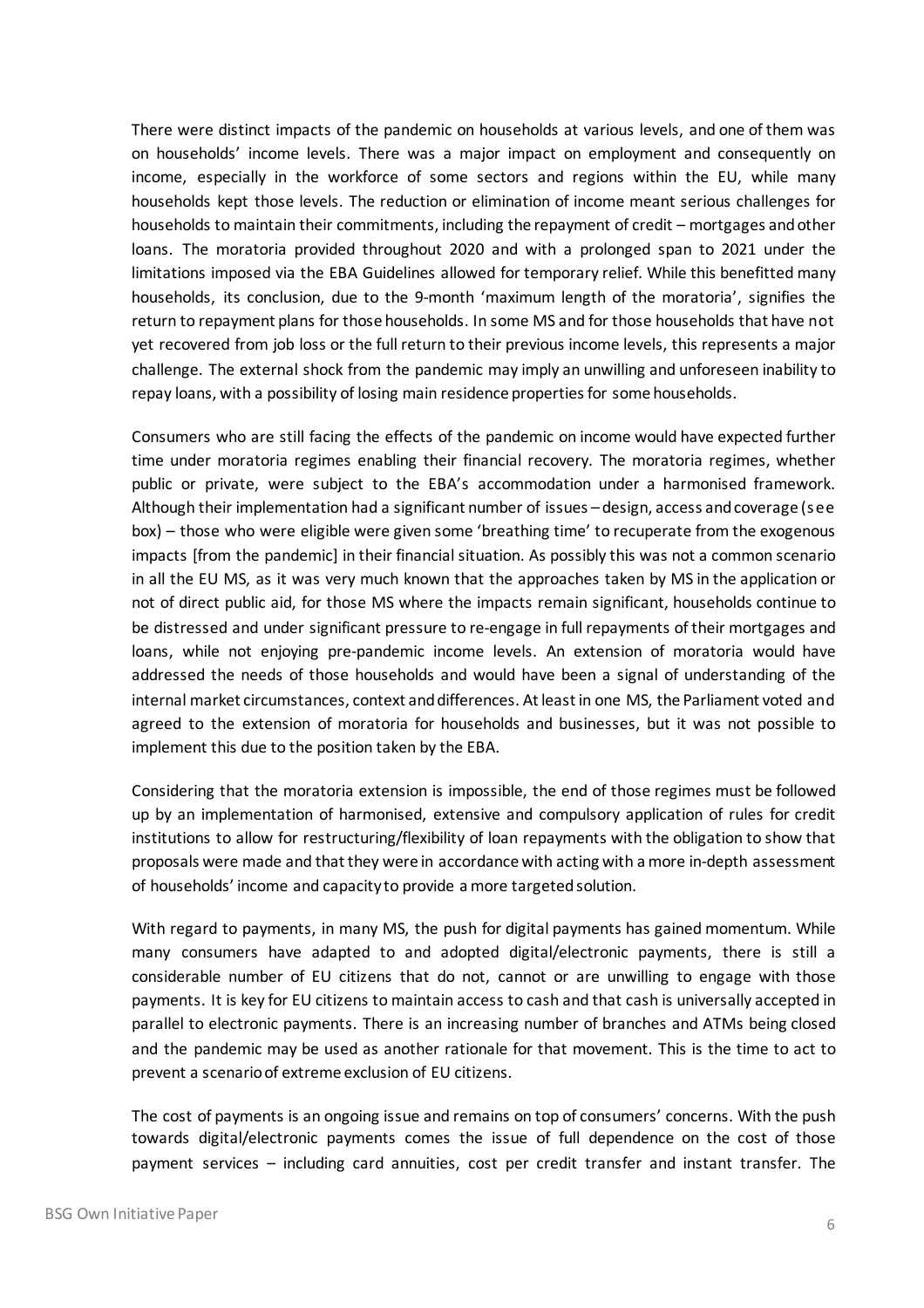There were distinct impacts of the pandemic on households at various levels, and one of them was on households' income levels. There was a major impact on employment and consequently on income, especially in the workforce of some sectors and regions within the EU, while many households kept those levels. The reduction or elimination of income meant serious challenges for households to maintain their commitments, including the repayment of credit – mortgages and other loans. The moratoria provided throughout 2020 and with a prolonged span to 2021 under the limitations imposed via the EBA Guidelines allowed for temporary relief. While this benefitted many households, its conclusion, due to the 9-month 'maximum length of the moratoria', signifies the return to repayment plans for those households. In some MS and for those households that have not yet recovered from job loss or the full return to their previous income levels, this represents a major challenge. The external shock from the pandemic may imply an unwilling and unforeseen inability to repay loans, with a possibility of losing main residence properties for some households.

Consumers who are still facing the effects of the pandemic on income would have expected further time under moratoria regimes enabling their financial recovery. The moratoria regimes, whether public or private, were subject to the EBA's accommodation under a harmonised framework. Although their implementation had a significant number of issues – design, access and coverage (see box) – those who were eligible were given some 'breathing time' to recuperate from the exogenous impacts [from the pandemic] in their financial situation. As possibly this was not a common scenario in all the EU MS, as it was very much known that the approaches taken by MS in the application or not of direct public aid, for those MS where the impacts remain significant, households continue to be distressed and under significant pressure to re-engage in full repayments of their mortgages and loans, while not enjoying pre-pandemic income levels. An extension of moratoria would have addressed the needs of those households and would have been a signal of understanding of the internal market circumstances, context and differences. At least in one MS, the Parliament voted and agreed to the extension of moratoria for households and businesses, but it was not possible to implement this due to the position taken by the EBA.

Considering that the moratoria extension is impossible, the end of those regimes must be followed up by an implementation of harmonised, extensive and compulsory application of rules for credit institutions to allow for restructuring/flexibility of loan repayments with the obligation to show that proposals were made and that they were in accordance with acting with a more in-depth assessment of households' income and capacity to provide a more targeted solution.

With regard to payments, in many MS, the push for digital payments has gained momentum. While many consumers have adapted to and adopted digital/electronic payments, there is still a considerable number of EU citizens that do not, cannot or are unwilling to engage with those payments. It is key for EU citizens to maintain access to cash and that cash is universally accepted in parallel to electronic payments. There is an increasing number of branches and ATMs being closed and the pandemic may be used as another rationale for that movement. This is the time to act to prevent a scenario of extreme exclusion of EU citizens.

The cost of payments is an ongoing issue and remains on top of consumers' concerns. With the push towards digital/electronic payments comes the issue of full dependence on the cost of those payment services – including card annuities, cost per credit transfer and instant transfer. The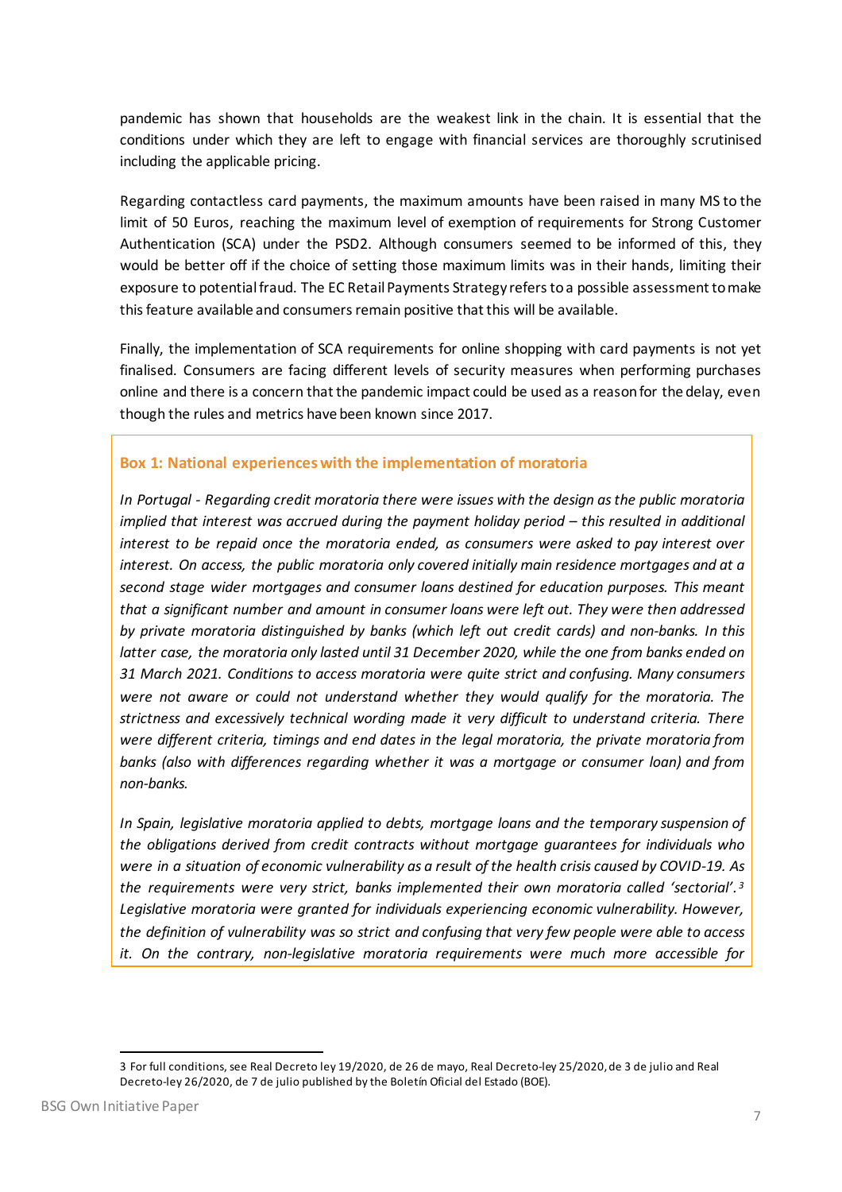pandemic has shown that households are the weakest link in the chain. It is essential that the conditions under which they are left to engage with financial services are thoroughly scrutinised including the applicable pricing.

Regarding contactless card payments, the maximum amounts have been raised in many MS to the limit of 50 Euros, reaching the maximum level of exemption of requirements for Strong Customer Authentication (SCA) under the PSD2. Although consumers seemed to be informed of this, they would be better off if the choice of setting those maximum limits was in their hands, limiting their exposure to potential fraud. The EC Retail Payments Strategy refers to a possible assessment to make this feature available and consumers remain positive that this will be available.

Finally, the implementation of SCA requirements for online shopping with card payments is not yet finalised. Consumers are facing different levels of security measures when performing purchases online and there is a concern that the pandemic impact could be used as a reason for the delay, even though the rules and metrics have been known since 2017.

**Box 1: National experiences with the implementation of moratoria**

*In Portugal - Regarding credit moratoria there were issues with the design as the public moratoria implied that interest was accrued during the payment holiday period – this resulted in additional interest to be repaid once the moratoria ended, as consumers were asked to pay interest over interest. On access, the public moratoria only covered initially main residence mortgages and at a second stage wider mortgages and consumer loans destined for education purposes. This meant that a significant number and amount in consumer loans were left out. They were then addressed by private moratoria distinguished by banks (which left out credit cards) and non-banks. In this latter case, the moratoria only lasted until 31 December 2020, while the one from banks ended on 31 March 2021. Conditions to access moratoria were quite strict and confusing. Many consumers were not aware or could not understand whether they would qualify for the moratoria. The strictness and excessively technical wording made it very difficult to understand criteria. There were different criteria, timings and end dates in the legal moratoria, the private moratoria from banks (also with differences regarding whether it was a mortgage or consumer loan) and from non-banks.*

*In Spain, legislative moratoria applied to debts, mortgage loans and the temporary suspension of the obligations derived from credit contracts without mortgage guarantees for individuals who were in a situation of economic vulnerability as a result of the health crisis caused by COVID-19. As the requirements were very strict, banks implemented their own moratoria called 'sectorial'.*[3] *Legislative moratoria were granted for individuals experiencing economic vulnerability. However, the definition of vulnerability was so strict and confusing that very few people were able to access it. On the contrary, non-legislative moratoria requirements were much more accessible for*

---

3 For full conditions, see Real Decreto ley 19/2020, de 26 de mayo, Real Decreto-ley 25/2020, de 3 de julio and Real Decreto-ley 26/2020, de 7 de julio published by the Boletín Oficial del Estado (BOE).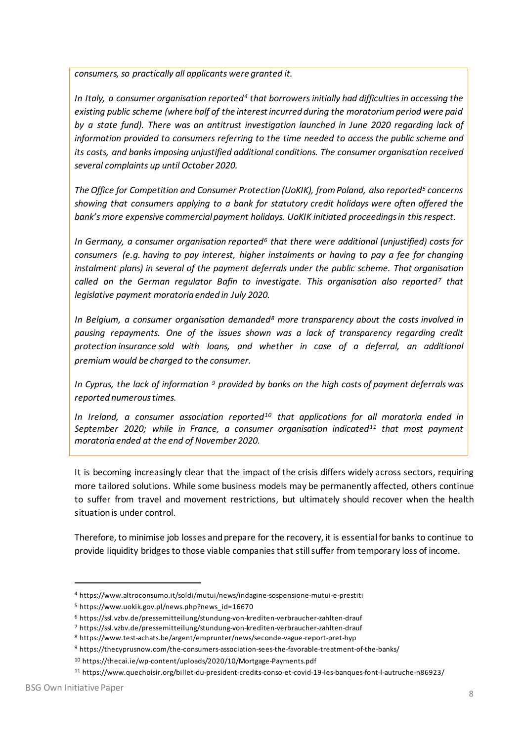*consumers, so practically all applicants were granted it.*

*In Italy, a consumer organisation reported[4] that borrowers initially had difficulties in accessing the existing public scheme (where half of the interest incurred during the moratorium period were paid by a state fund). There was an antitrust investigation launched in June 2020 regarding lack of information provided to consumers referring to the time needed to access the public scheme and its costs, and banks imposing unjustified additional conditions. The consumer organisation received several complaints up until October 2020.*

*The Office for Competition and Consumer Protection (UoKIK), from Poland, also reported[5] concerns showing that consumers applying to a bank for statutory credit holidays were often offered the bank's more expensive commercial payment holidays. UoKIK initiated proceedings in this respect.*

*In Germany, a consumer organisation reported[6] that there were additional (unjustified) costs for consumers (e.g. having to pay interest, higher instalments or having to pay a fee for changing instalment plans) in several of the payment deferrals under the public scheme. That organisation called on the German regulator Bafin to investigate. This organisation also reported[7] that legislative payment moratoria ended in July 2020.*

*In Belgium, a consumer organisation demanded[8] more transparency about the costs involved in pausing repayments. One of the issues shown was a lack of transparency regarding credit protection insurance sold with loans, and whether in case of a deferral, an additional premium would be charged to the consumer.*

*In Cyprus, the lack of information [9] provided by banks on the high costs of payment deferrals was reported numerous times.*

*In Ireland, a consumer association reported[10] that applications for all moratoria ended in September 2020; while in France, a consumer organisation indicated[11] that most payment moratoria ended at the end of November 2020.*

It is becoming increasingly clear that the impact of the crisis differs widely across sectors, requiring more tailored solutions. While some business models may be permanently affected, others continue to suffer from travel and movement restrictions, but ultimately should recover when the health situation is under control.

Therefore, to minimise job losses and prepare for the recovery, it is essential for banks to continue to provide liquidity bridges to those viable companies that still suffer from temporary loss of income.

---

[4] https://www.altroconsumo.it/soldi/mutui/news/indagine-sospensione-mutui-e-prestiti

[5] https://www.uokik.gov.pl/news.php?news_id=16670

[6] https://ssl.vzbv.de/pressemitteilung/stundung-von-krediten-verbraucher-zahlten-drauf

[7] https://ssl.vzbv.de/pressemitteilung/stundung-von-krediten-verbraucher-zahlten-drauf

[8] https://www.test-achats.be/argent/emprunter/news/seconde-vague-report-pret-hyp

[9] https://thecyprusnow.com/the-consumers-association-sees-the-favorable-treatment-of-the-banks/

[10] https://thecai.ie/wp-content/uploads/2020/10/Mortgage-Payments.pdf

[11] https://www.quechoisir.org/billet-du-president-credits-conso-et-covid-19-les-banques-font-l-autruche-n86923/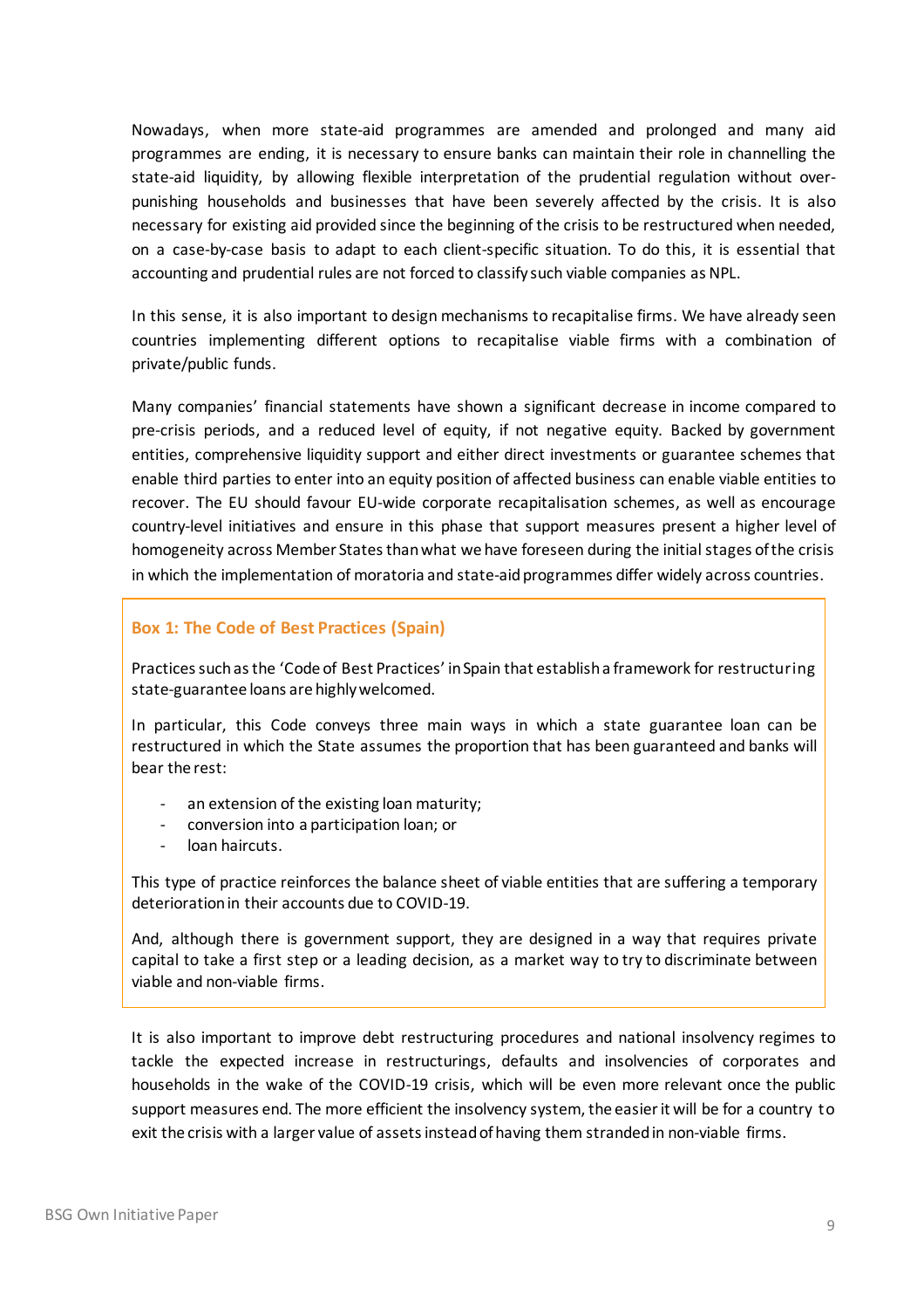Nowadays, when more state-aid programmes are amended and prolonged and many aid programmes are ending, it is necessary to ensure banks can maintain their role in channelling the state-aid liquidity, by allowing flexible interpretation of the prudential regulation without over-punishing households and businesses that have been severely affected by the crisis. It is also necessary for existing aid provided since the beginning of the crisis to be restructured when needed, on a case-by-case basis to adapt to each client-specific situation. To do this, it is essential that accounting and prudential rules are not forced to classify such viable companies as NPL.

In this sense, it is also important to design mechanisms to recapitalise firms. We have already seen countries implementing different options to recapitalise viable firms with a combination of private/public funds.

Many companies' financial statements have shown a significant decrease in income compared to pre-crisis periods, and a reduced level of equity, if not negative equity. Backed by government entities, comprehensive liquidity support and either direct investments or guarantee schemes that enable third parties to enter into an equity position of affected business can enable viable entities to recover. The EU should favour EU-wide corporate recapitalisation schemes, as well as encourage country-level initiatives and ensure in this phase that support measures present a higher level of homogeneity across Member States than what we have foreseen during the initial stages of the crisis in which the implementation of moratoria and state-aid programmes differ widely across countries.

> **Box 1: The Code of Best Practices (Spain)**
>
> Practices such as the 'Code of Best Practices' in Spain that establish a framework for restructuring state-guarantee loans are highly welcomed.
>
> In particular, this Code conveys three main ways in which a state guarantee loan can be restructured in which the State assumes the proportion that has been guaranteed and banks will bear the rest:
>
> - an extension of the existing loan maturity;
> - conversion into a participation loan; or
> - loan haircuts.
>
> This type of practice reinforces the balance sheet of viable entities that are suffering a temporary deterioration in their accounts due to COVID-19.
>
> And, although there is government support, they are designed in a way that requires private capital to take a first step or a leading decision, as a market way to try to discriminate between viable and non-viable firms.

It is also important to improve debt restructuring procedures and national insolvency regimes to tackle the expected increase in restructurings, defaults and insolvencies of corporates and households in the wake of the COVID-19 crisis, which will be even more relevant once the public support measures end. The more efficient the insolvency system, the easier it will be for a country to exit the crisis with a larger value of assets instead of having them stranded in non-viable firms.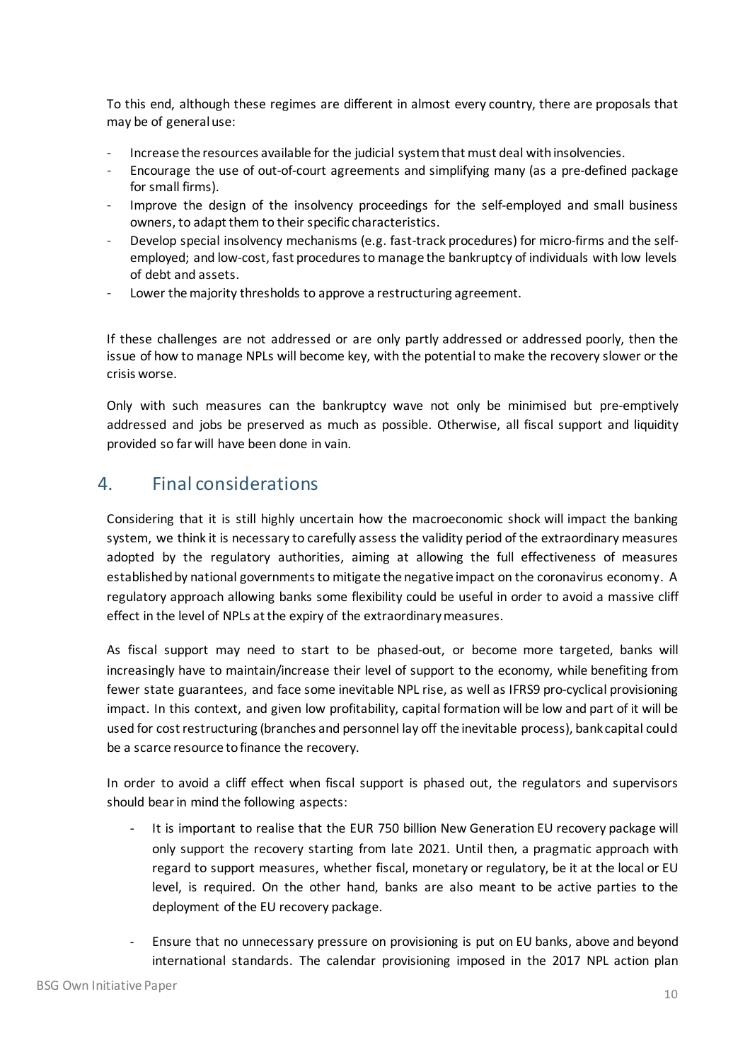To this end, although these regimes are different in almost every country, there are proposals that may be of general use:

- Increase the resources available for the judicial system that must deal with insolvencies.
- Encourage the use of out-of-court agreements and simplifying many (as a pre-defined package for small firms).
- Improve the design of the insolvency proceedings for the self-employed and small business owners, to adapt them to their specific characteristics.
- Develop special insolvency mechanisms (e.g. fast-track procedures) for micro-firms and the self-employed; and low-cost, fast procedures to manage the bankruptcy of individuals with low levels of debt and assets.
- Lower the majority thresholds to approve a restructuring agreement.

If these challenges are not addressed or are only partly addressed or addressed poorly, then the issue of how to manage NPLs will become key, with the potential to make the recovery slower or the crisis worse.

Only with such measures can the bankruptcy wave not only be minimised but pre-emptively addressed and jobs be preserved as much as possible. Otherwise, all fiscal support and liquidity provided so far will have been done in vain.

## 4. Final considerations

Considering that it is still highly uncertain how the macroeconomic shock will impact the banking system, we think it is necessary to carefully assess the validity period of the extraordinary measures adopted by the regulatory authorities, aiming at allowing the full effectiveness of measures established by national governments to mitigate the negative impact on the coronavirus economy. A regulatory approach allowing banks some flexibility could be useful in order to avoid a massive cliff effect in the level of NPLs at the expiry of the extraordinary measures.

As fiscal support may need to start to be phased-out, or become more targeted, banks will increasingly have to maintain/increase their level of support to the economy, while benefiting from fewer state guarantees, and face some inevitable NPL rise, as well as IFRS9 pro-cyclical provisioning impact. In this context, and given low profitability, capital formation will be low and part of it will be used for cost restructuring (branches and personnel lay off the inevitable process), bank capital could be a scarce resource to finance the recovery.

In order to avoid a cliff effect when fiscal support is phased out, the regulators and supervisors should bear in mind the following aspects:

- It is important to realise that the EUR 750 billion New Generation EU recovery package will only support the recovery starting from late 2021. Until then, a pragmatic approach with regard to support measures, whether fiscal, monetary or regulatory, be it at the local or EU level, is required. On the other hand, banks are also meant to be active parties to the deployment of the EU recovery package.

- Ensure that no unnecessary pressure on provisioning is put on EU banks, above and beyond international standards. The calendar provisioning imposed in the 2017 NPL action plan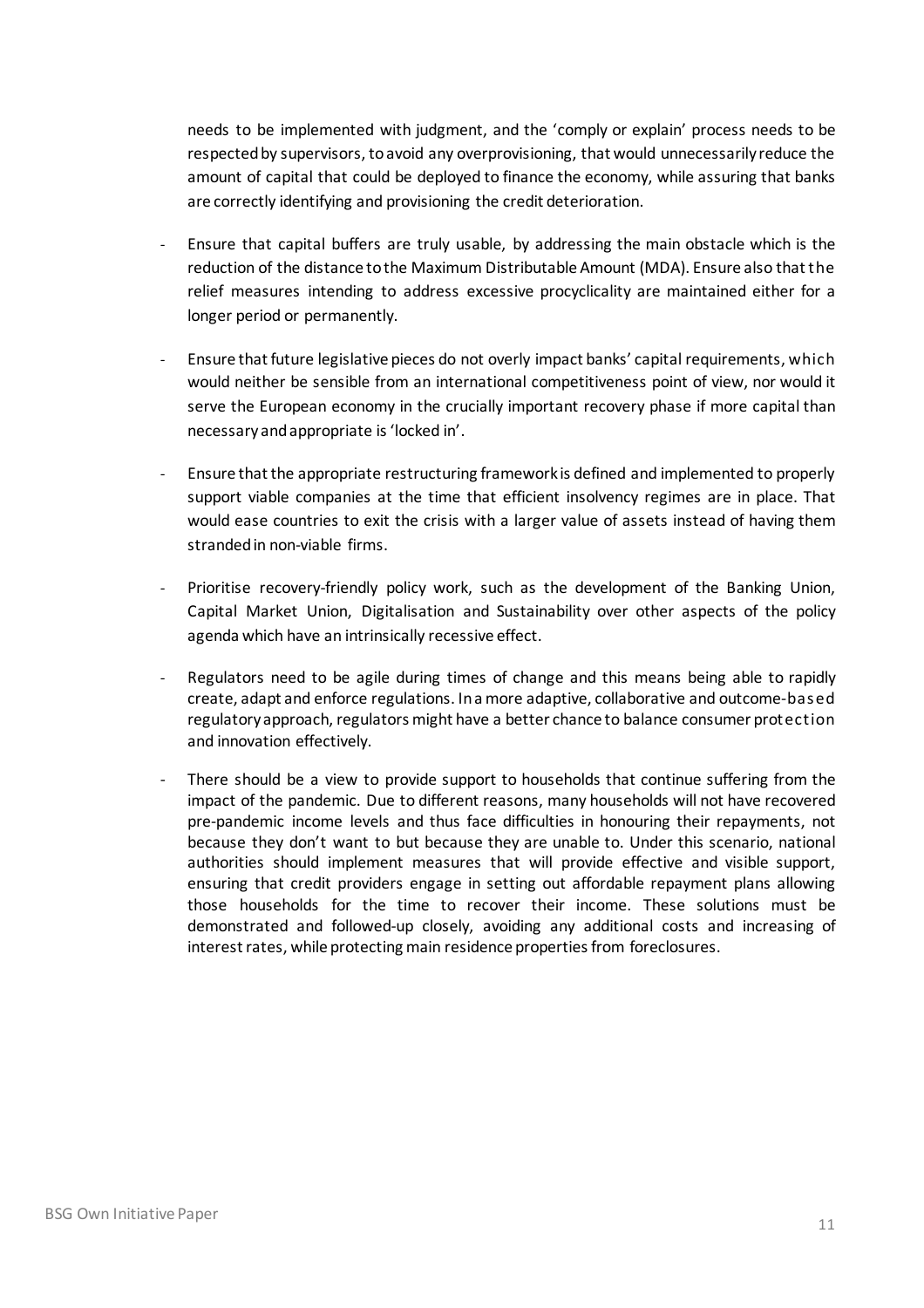needs to be implemented with judgment, and the 'comply or explain' process needs to be respected by supervisors, to avoid any overprovisioning, that would unnecessarily reduce the amount of capital that could be deployed to finance the economy, while assuring that banks are correctly identifying and provisioning the credit deterioration.

- Ensure that capital buffers are truly usable, by addressing the main obstacle which is the reduction of the distance to the Maximum Distributable Amount (MDA). Ensure also that the relief measures intending to address excessive procyclicality are maintained either for a longer period or permanently.

- Ensure that future legislative pieces do not overly impact banks' capital requirements, which would neither be sensible from an international competitiveness point of view, nor would it serve the European economy in the crucially important recovery phase if more capital than necessary and appropriate is 'locked in'.

- Ensure that the appropriate restructuring framework is defined and implemented to properly support viable companies at the time that efficient insolvency regimes are in place. That would ease countries to exit the crisis with a larger value of assets instead of having them stranded in non-viable firms.

- Prioritise recovery-friendly policy work, such as the development of the Banking Union, Capital Market Union, Digitalisation and Sustainability over other aspects of the policy agenda which have an intrinsically recessive effect.

- Regulators need to be agile during times of change and this means being able to rapidly create, adapt and enforce regulations. In a more adaptive, collaborative and outcome-based regulatory approach, regulators might have a better chance to balance consumer protection and innovation effectively.

- There should be a view to provide support to households that continue suffering from the impact of the pandemic. Due to different reasons, many households will not have recovered pre-pandemic income levels and thus face difficulties in honouring their repayments, not because they don't want to but because they are unable to. Under this scenario, national authorities should implement measures that will provide effective and visible support, ensuring that credit providers engage in setting out affordable repayment plans allowing those households for the time to recover their income. These solutions must be demonstrated and followed-up closely, avoiding any additional costs and increasing of interest rates, while protecting main residence properties from foreclosures.